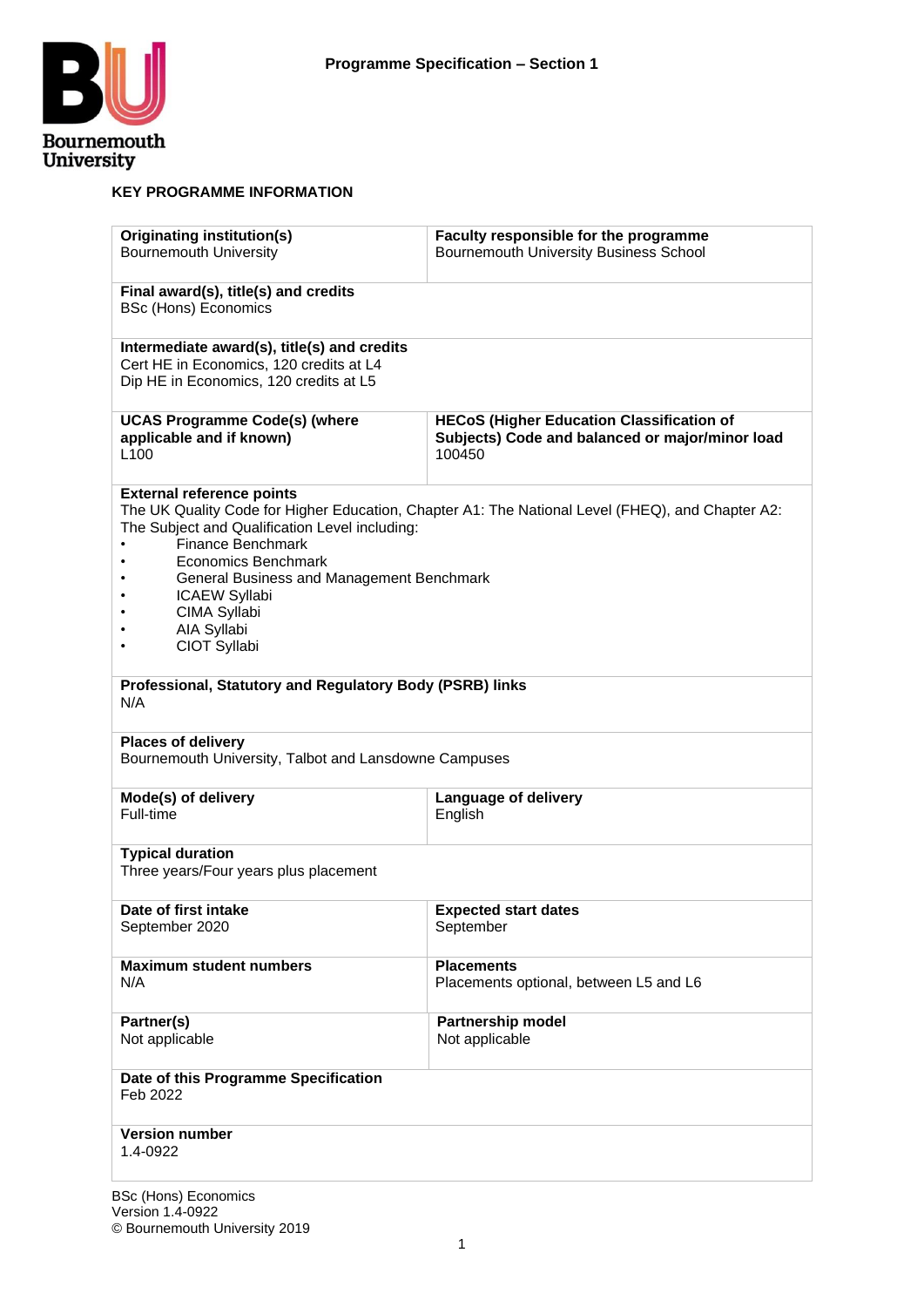**Programme Specification – Section 1**

## KEY PROGRAMME INFORMATION

| | |
|---|---|
| **Originating institution(s)**<br>Bournemouth University | **Faculty responsible for the programme**<br>Bournemouth University Business School |
| **Final award(s), title(s) and credits**<br>BSc (Hons) Economics | |
| **Intermediate award(s), title(s) and credits**<br>Cert HE in Economics, 120 credits at L4<br>Dip HE in Economics, 120 credits at L5 | |
| **UCAS Programme Code(s) (where applicable and if known)**<br>L100 | **HECoS (Higher Education Classification of Subjects) Code and balanced or major/minor load**<br>100450 |
| **External reference points**<br>The UK Quality Code for Higher Education, Chapter A1: The National Level (FHEQ), and Chapter A2: The Subject and Qualification Level including:<br>• Finance Benchmark<br>• Economics Benchmark<br>• General Business and Management Benchmark<br>• ICAEW Syllabi<br>• CIMA Syllabi<br>• AIA Syllabi<br>• CIOT Syllabi | |
| **Professional, Statutory and Regulatory Body (PSRB) links**<br>N/A | |
| **Places of delivery**<br>Bournemouth University, Talbot and Lansdowne Campuses | |
| **Mode(s) of delivery**<br>Full-time | **Language of delivery**<br>English |
| **Typical duration**<br>Three years/Four years plus placement | |
| **Date of first intake**<br>September 2020 | **Expected start dates**<br>September |
| **Maximum student numbers**<br>N/A | **Placements**<br>Placements optional, between L5 and L6 |
| **Partner(s)**<br>Not applicable | **Partnership model**<br>Not applicable |
| **Date of this Programme Specification**<br>Feb 2022 | |
| **Version number**<br>1.4-0922 | |

BSc (Hons) Economics
Version 1.4-0922
© Bournemouth University 2019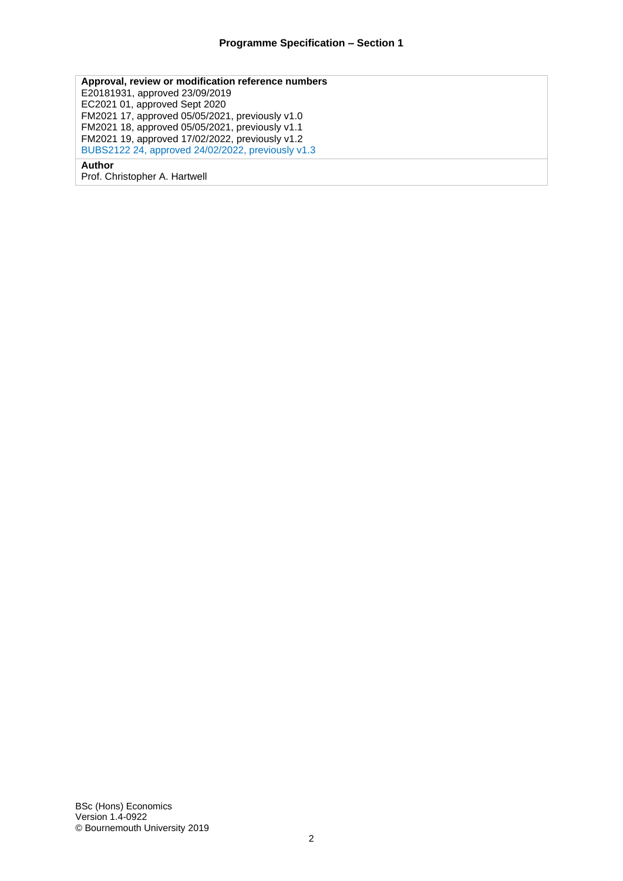**Approval, review or modification reference numbers**

E20181931, approved 23/09/2019
EC2021 01, approved Sept 2020
FM2021 17, approved 05/05/2021, previously v1.0
FM2021 18, approved 05/05/2021, previously v1.1
FM2021 19, approved 17/02/2022, previously v1.2
BUBS2122 24, approved 24/02/2022, previously v1.3

**Author**

Prof. Christopher A. Hartwell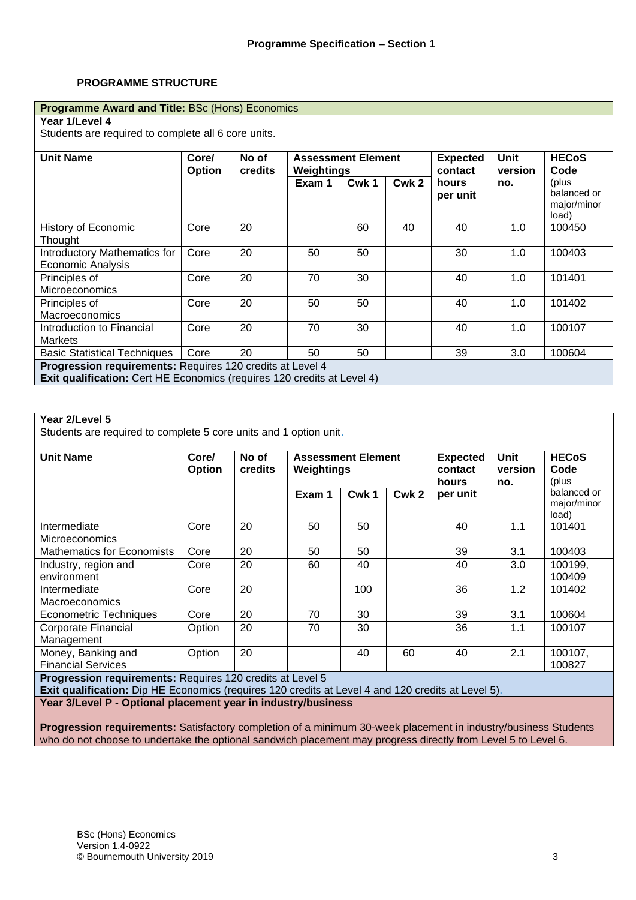**Programme Specification – Section 1**

## PROGRAMME STRUCTURE

**Programme Award and Title:** BSc (Hons) Economics

**Year 1/Level 4**

Students are required to complete all 6 core units.

| Unit Name | Core/ Option | No of credits | Assessment Element Weightings | | | Expected contact hours per unit | Unit version no. | HECoS Code (plus balanced or major/minor load) |
|---|---|---|---|---|---|---|---|---|
| | | | Exam 1 | Cwk 1 | Cwk 2 | | | |
| History of Economic Thought | Core | 20 | | 60 | 40 | 40 | 1.0 | 100450 |
| Introductory Mathematics for Economic Analysis | Core | 20 | 50 | 50 | | 30 | 1.0 | 100403 |
| Principles of Microeconomics | Core | 20 | 70 | 30 | | 40 | 1.0 | 101401 |
| Principles of Macroeconomics | Core | 20 | 50 | 50 | | 40 | 1.0 | 101402 |
| Introduction to Financial Markets | Core | 20 | 70 | 30 | | 40 | 1.0 | 100107 |
| Basic Statistical Techniques | Core | 20 | 50 | 50 | | 39 | 3.0 | 100604 |

**Progression requirements:** Requires 120 credits at Level 4

**Exit qualification:** Cert HE Economics (requires 120 credits at Level 4)

**Year 2/Level 5**

Students are required to complete 5 core units and 1 option unit.

| Unit Name | Core/ Option | No of credits | Assessment Element Weightings | | | Expected contact hours per unit | Unit version no. | HECoS Code (plus balanced or major/minor load) |
|---|---|---|---|---|---|---|---|---|
| | | | Exam 1 | Cwk 1 | Cwk 2 | | | |
| Intermediate Microeconomics | Core | 20 | 50 | 50 | | 40 | 1.1 | 101401 |
| Mathematics for Economists | Core | 20 | 50 | 50 | | 39 | 3.1 | 100403 |
| Industry, region and environment | Core | 20 | 60 | 40 | | 40 | 3.0 | 100199, 100409 |
| Intermediate Macroeconomics | Core | 20 | | 100 | | 36 | 1.2 | 101402 |
| Econometric Techniques | Core | 20 | 70 | 30 | | 39 | 3.1 | 100604 |
| Corporate Financial Management | Option | 20 | 70 | 30 | | 36 | 1.1 | 100107 |
| Money, Banking and Financial Services | Option | 20 | | 40 | 60 | 40 | 2.1 | 100107, 100827 |

**Progression requirements:** Requires 120 credits at Level 5

**Exit qualification:** Dip HE Economics (requires 120 credits at Level 4 and 120 credits at Level 5).

**Year 3/Level P - Optional placement year in industry/business**

**Progression requirements:** Satisfactory completion of a minimum 30-week placement in industry/business Students who do not choose to undertake the optional sandwich placement may progress directly from Level 5 to Level 6.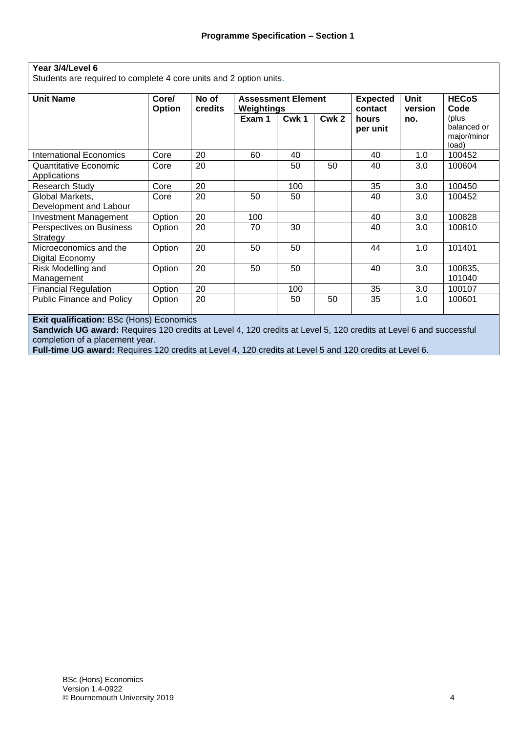**Year 3/4/Level 6**

Students are required to complete 4 core units and 2 option units.

| Unit Name | Core/ Option | No of credits | Assessment Element Weightings | | | Expected contact hours per unit | Unit version no. | HECoS Code (plus balanced or major/minor load) |
|---|---|---|---|---|---|---|---|---|
| | | | Exam 1 | Cwk 1 | Cwk 2 | | | |
| International Economics | Core | 20 | 60 | 40 | | 40 | 1.0 | 100452 |
| Quantitative Economic Applications | Core | 20 | | 50 | 50 | 40 | 3.0 | 100604 |
| Research Study | Core | 20 | | 100 | | 35 | 3.0 | 100450 |
| Global Markets, Development and Labour | Core | 20 | 50 | 50 | | 40 | 3.0 | 100452 |
| Investment Management | Option | 20 | 100 | | | 40 | 3.0 | 100828 |
| Perspectives on Business Strategy | Option | 20 | 70 | 30 | | 40 | 3.0 | 100810 |
| Microeconomics and the Digital Economy | Option | 20 | 50 | 50 | | 44 | 1.0 | 101401 |
| Risk Modelling and Management | Option | 20 | 50 | 50 | | 40 | 3.0 | 100835, 101040 |
| Financial Regulation | Option | 20 | | 100 | | 35 | 3.0 | 100107 |
| Public Finance and Policy | Option | 20 | | 50 | 50 | 35 | 1.0 | 100601 |

**Exit qualification:** BSc (Hons) Economics

**Sandwich UG award:** Requires 120 credits at Level 4, 120 credits at Level 5, 120 credits at Level 6 and successful completion of a placement year.

**Full-time UG award:** Requires 120 credits at Level 4, 120 credits at Level 5 and 120 credits at Level 6.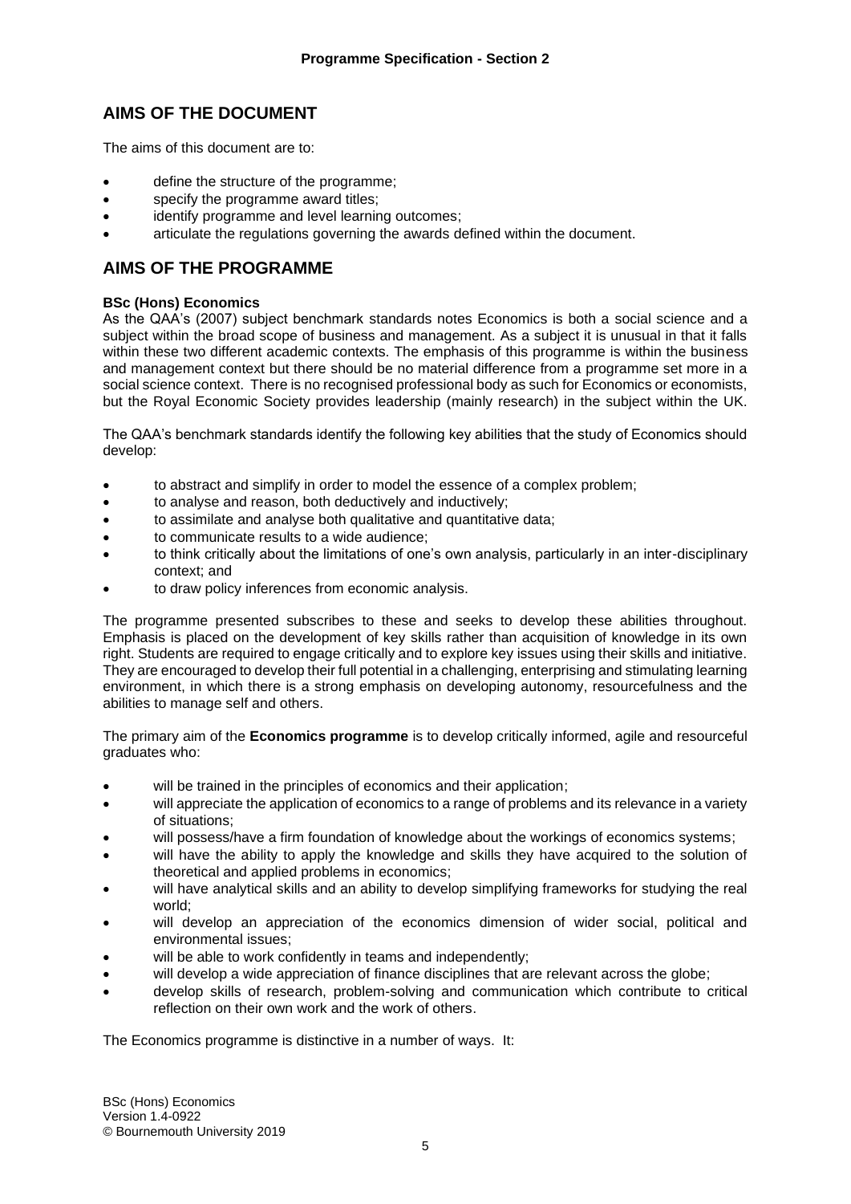## AIMS OF THE DOCUMENT

The aims of this document are to:

- define the structure of the programme;
- specify the programme award titles;
- identify programme and level learning outcomes;
- articulate the regulations governing the awards defined within the document.

## AIMS OF THE PROGRAMME

**BSc (Hons) Economics**

As the QAA's (2007) subject benchmark standards notes Economics is both a social science and a subject within the broad scope of business and management. As a subject it is unusual in that it falls within these two different academic contexts. The emphasis of this programme is within the business and management context but there should be no material difference from a programme set more in a social science context. There is no recognised professional body as such for Economics or economists, but the Royal Economic Society provides leadership (mainly research) in the subject within the UK.

The QAA's benchmark standards identify the following key abilities that the study of Economics should develop:

- to abstract and simplify in order to model the essence of a complex problem;
- to analyse and reason, both deductively and inductively;
- to assimilate and analyse both qualitative and quantitative data;
- to communicate results to a wide audience;
- to think critically about the limitations of one's own analysis, particularly in an inter-disciplinary context; and
- to draw policy inferences from economic analysis.

The programme presented subscribes to these and seeks to develop these abilities throughout. Emphasis is placed on the development of key skills rather than acquisition of knowledge in its own right. Students are required to engage critically and to explore key issues using their skills and initiative. They are encouraged to develop their full potential in a challenging, enterprising and stimulating learning environment, in which there is a strong emphasis on developing autonomy, resourcefulness and the abilities to manage self and others.

The primary aim of the **Economics programme** is to develop critically informed, agile and resourceful graduates who:

- will be trained in the principles of economics and their application;
- will appreciate the application of economics to a range of problems and its relevance in a variety of situations;
- will possess/have a firm foundation of knowledge about the workings of economics systems;
- will have the ability to apply the knowledge and skills they have acquired to the solution of theoretical and applied problems in economics;
- will have analytical skills and an ability to develop simplifying frameworks for studying the real world;
- will develop an appreciation of the economics dimension of wider social, political and environmental issues;
- will be able to work confidently in teams and independently;
- will develop a wide appreciation of finance disciplines that are relevant across the globe;
- develop skills of research, problem-solving and communication which contribute to critical reflection on their own work and the work of others.

The Economics programme is distinctive in a number of ways. It: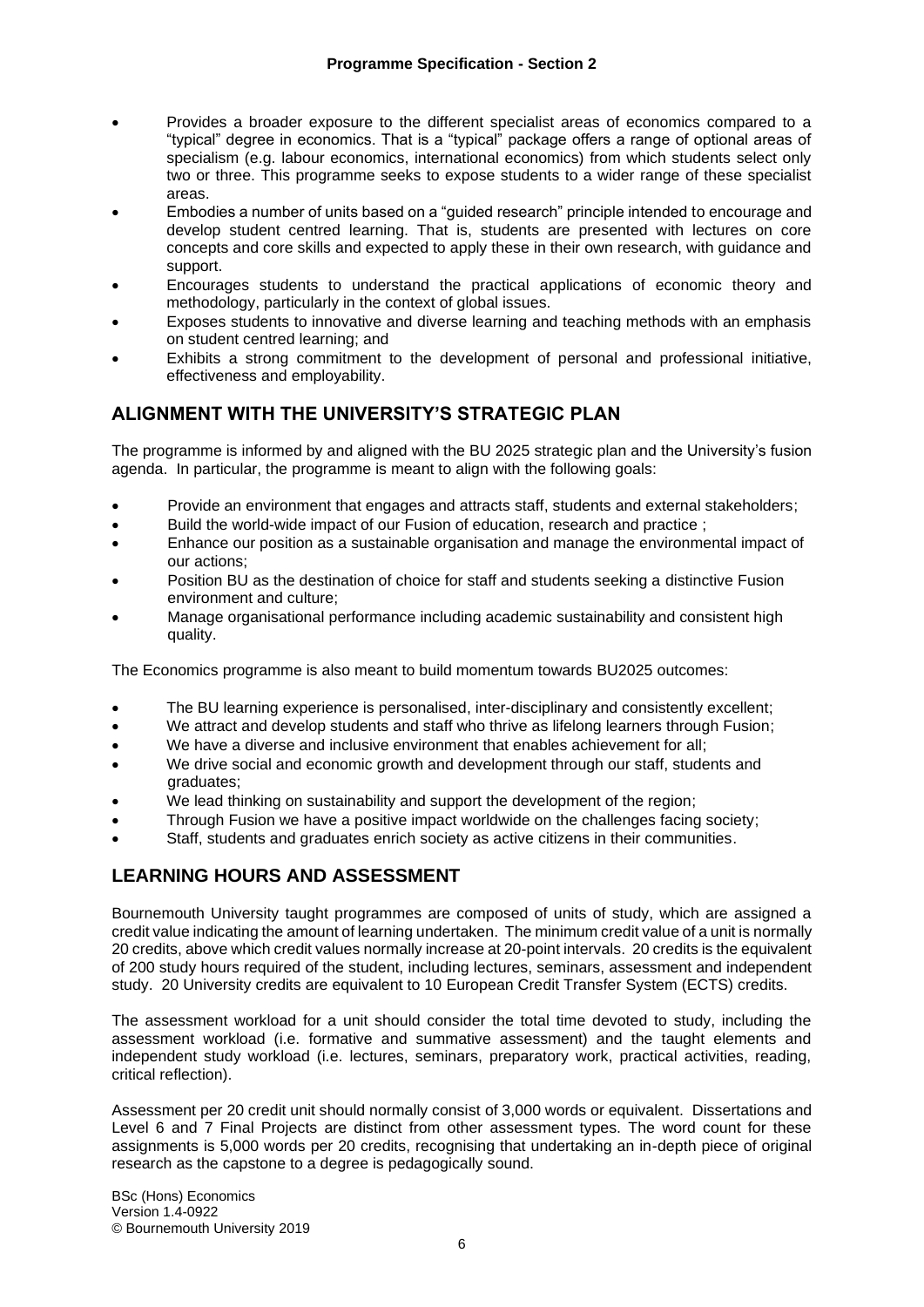- Provides a broader exposure to the different specialist areas of economics compared to a "typical" degree in economics. That is a "typical" package offers a range of optional areas of specialism (e.g. labour economics, international economics) from which students select only two or three. This programme seeks to expose students to a wider range of these specialist areas.
- Embodies a number of units based on a "guided research" principle intended to encourage and develop student centred learning. That is, students are presented with lectures on core concepts and core skills and expected to apply these in their own research, with guidance and support.
- Encourages students to understand the practical applications of economic theory and methodology, particularly in the context of global issues.
- Exposes students to innovative and diverse learning and teaching methods with an emphasis on student centred learning; and
- Exhibits a strong commitment to the development of personal and professional initiative, effectiveness and employability.

## ALIGNMENT WITH THE UNIVERSITY'S STRATEGIC PLAN

The programme is informed by and aligned with the BU 2025 strategic plan and the University's fusion agenda. In particular, the programme is meant to align with the following goals:

- Provide an environment that engages and attracts staff, students and external stakeholders;
- Build the world-wide impact of our Fusion of education, research and practice ;
- Enhance our position as a sustainable organisation and manage the environmental impact of our actions;
- Position BU as the destination of choice for staff and students seeking a distinctive Fusion environment and culture;
- Manage organisational performance including academic sustainability and consistent high quality.

The Economics programme is also meant to build momentum towards BU2025 outcomes:

- The BU learning experience is personalised, inter-disciplinary and consistently excellent;
- We attract and develop students and staff who thrive as lifelong learners through Fusion;
- We have a diverse and inclusive environment that enables achievement for all;
- We drive social and economic growth and development through our staff, students and graduates;
- We lead thinking on sustainability and support the development of the region;
- Through Fusion we have a positive impact worldwide on the challenges facing society;
- Staff, students and graduates enrich society as active citizens in their communities.

## LEARNING HOURS AND ASSESSMENT

Bournemouth University taught programmes are composed of units of study, which are assigned a credit value indicating the amount of learning undertaken. The minimum credit value of a unit is normally 20 credits, above which credit values normally increase at 20-point intervals. 20 credits is the equivalent of 200 study hours required of the student, including lectures, seminars, assessment and independent study. 20 University credits are equivalent to 10 European Credit Transfer System (ECTS) credits.

The assessment workload for a unit should consider the total time devoted to study, including the assessment workload (i.e. formative and summative assessment) and the taught elements and independent study workload (i.e. lectures, seminars, preparatory work, practical activities, reading, critical reflection).

Assessment per 20 credit unit should normally consist of 3,000 words or equivalent. Dissertations and Level 6 and 7 Final Projects are distinct from other assessment types. The word count for these assignments is 5,000 words per 20 credits, recognising that undertaking an in-depth piece of original research as the capstone to a degree is pedagogically sound.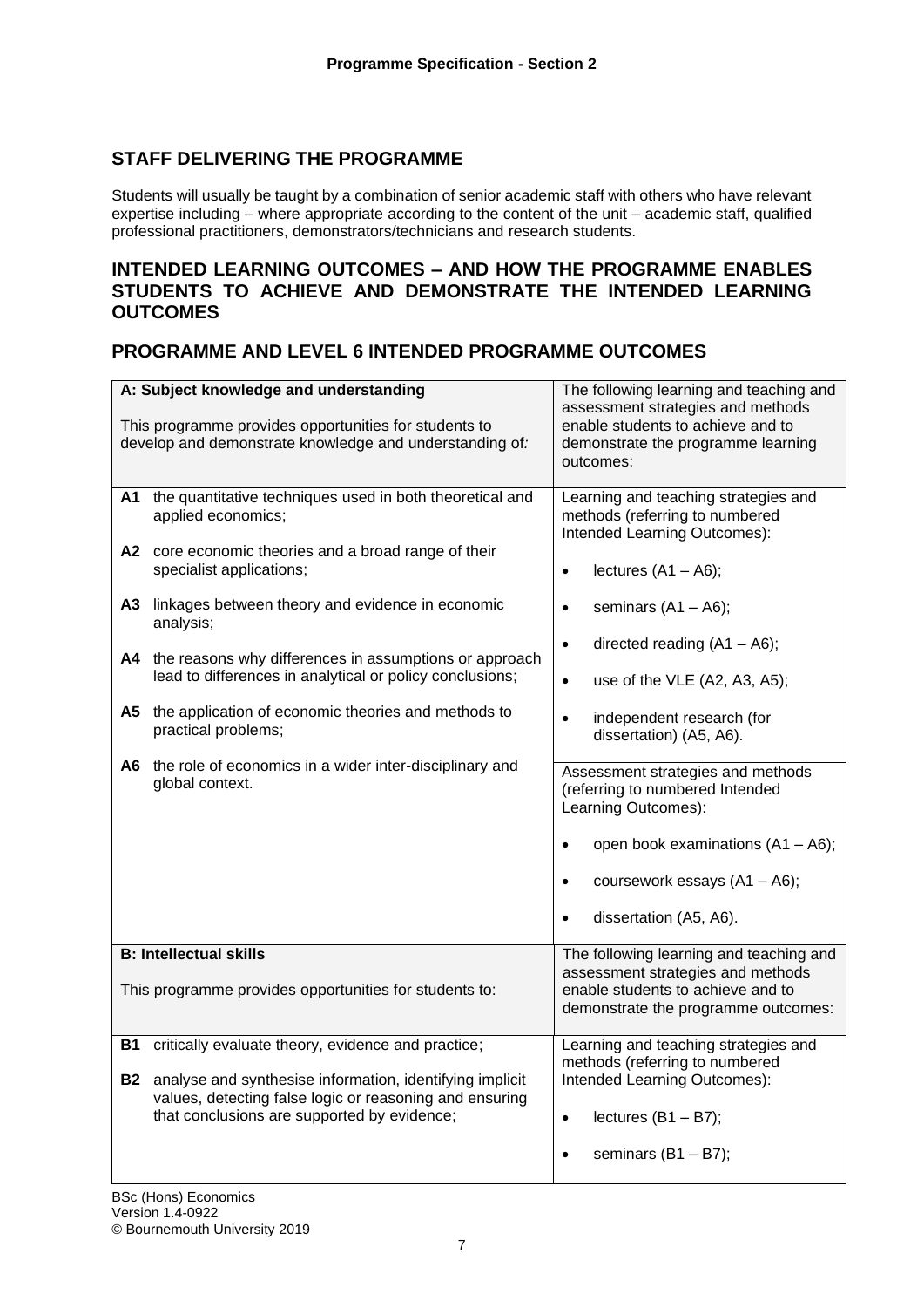## STAFF DELIVERING THE PROGRAMME

Students will usually be taught by a combination of senior academic staff with others who have relevant expertise including – where appropriate according to the content of the unit – academic staff, qualified professional practitioners, demonstrators/technicians and research students.

## INTENDED LEARNING OUTCOMES – AND HOW THE PROGRAMME ENABLES STUDENTS TO ACHIEVE AND DEMONSTRATE THE INTENDED LEARNING OUTCOMES

## PROGRAMME AND LEVEL 6 INTENDED PROGRAMME OUTCOMES

| **A: Subject knowledge and understanding**<br><br>This programme provides opportunities for students to develop and demonstrate knowledge and understanding of: | The following learning and teaching and assessment strategies and methods enable students to achieve and to demonstrate the programme learning outcomes: |
|---|---|
| **A1** the quantitative techniques used in both theoretical and applied economics;<br><br>**A2** core economic theories and a broad range of their specialist applications;<br><br>**A3** linkages between theory and evidence in economic analysis;<br><br>**A4** the reasons why differences in assumptions or approach lead to differences in analytical or policy conclusions;<br><br>**A5** the application of economic theories and methods to practical problems;<br><br>**A6** the role of economics in a wider inter-disciplinary and global context. | Learning and teaching strategies and methods (referring to numbered Intended Learning Outcomes):<br><br>• lectures (A1 – A6);<br>• seminars (A1 – A6);<br>• directed reading (A1 – A6);<br>• use of the VLE (A2, A3, A5);<br>• independent research (for dissertation) (A5, A6).<br><br>Assessment strategies and methods (referring to numbered Intended Learning Outcomes):<br><br>• open book examinations (A1 – A6);<br>• coursework essays (A1 – A6);<br>• dissertation (A5, A6). |
| **B: Intellectual skills**<br><br>This programme provides opportunities for students to: | The following learning and teaching and assessment strategies and methods enable students to achieve and to demonstrate the programme outcomes: |
| **B1** critically evaluate theory, evidence and practice;<br><br>**B2** analyse and synthesise information, identifying implicit values, detecting false logic or reasoning and ensuring that conclusions are supported by evidence; | Learning and teaching strategies and methods (referring to numbered Intended Learning Outcomes):<br><br>• lectures (B1 – B7);<br>• seminars (B1 – B7); |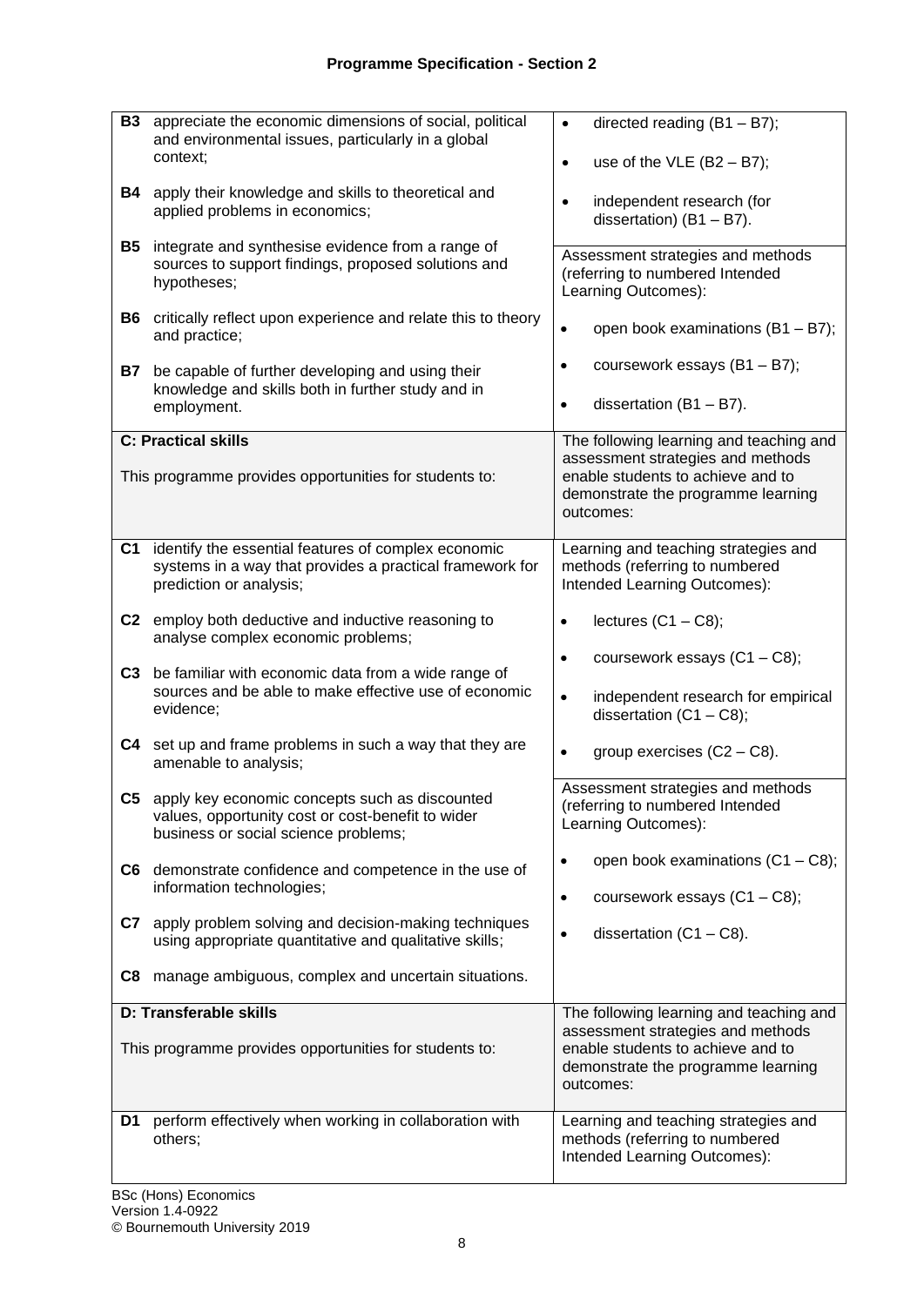## Programme Specification - Section 2

| | |
|---|---|
| **B3** appreciate the economic dimensions of social, political and environmental issues, particularly in a global context;<br><br>**B4** apply their knowledge and skills to theoretical and applied problems in economics;<br><br>**B5** integrate and synthesise evidence from a range of sources to support findings, proposed solutions and hypotheses;<br><br>**B6** critically reflect upon experience and relate this to theory and practice;<br><br>**B7** be capable of further developing and using their knowledge and skills both in further study and in employment. | • directed reading (B1 – B7);<br>• use of the VLE (B2 – B7);<br>• independent research (for dissertation) (B1 – B7).<br><br>Assessment strategies and methods (referring to numbered Intended Learning Outcomes):<br><br>• open book examinations (B1 – B7);<br>• coursework essays (B1 – B7);<br>• dissertation (B1 – B7). |
| **C: Practical skills**<br><br>This programme provides opportunities for students to: | The following learning and teaching and assessment strategies and methods enable students to achieve and to demonstrate the programme learning outcomes: |
| **C1** identify the essential features of complex economic systems in a way that provides a practical framework for prediction or analysis;<br><br>**C2** employ both deductive and inductive reasoning to analyse complex economic problems;<br><br>**C3** be familiar with economic data from a wide range of sources and be able to make effective use of economic evidence;<br><br>**C4** set up and frame problems in such a way that they are amenable to analysis;<br><br>**C5** apply key economic concepts such as discounted values, opportunity cost or cost-benefit to wider business or social science problems;<br><br>**C6** demonstrate confidence and competence in the use of information technologies;<br><br>**C7** apply problem solving and decision-making techniques using appropriate quantitative and qualitative skills;<br><br>**C8** manage ambiguous, complex and uncertain situations. | Learning and teaching strategies and methods (referring to numbered Intended Learning Outcomes):<br><br>• lectures (C1 – C8);<br>• coursework essays (C1 – C8);<br>• independent research for empirical dissertation (C1 – C8);<br>• group exercises (C2 – C8).<br><br>Assessment strategies and methods (referring to numbered Intended Learning Outcomes):<br><br>• open book examinations (C1 – C8);<br>• coursework essays (C1 – C8);<br>• dissertation (C1 – C8). |
| **D: Transferable skills**<br><br>This programme provides opportunities for students to: | The following learning and teaching and assessment strategies and methods enable students to achieve and to demonstrate the programme learning outcomes: |
| **D1** perform effectively when working in collaboration with others; | Learning and teaching strategies and methods (referring to numbered Intended Learning Outcomes): |

BSc (Hons) Economics
Version 1.4-0922
© Bournemouth University 2019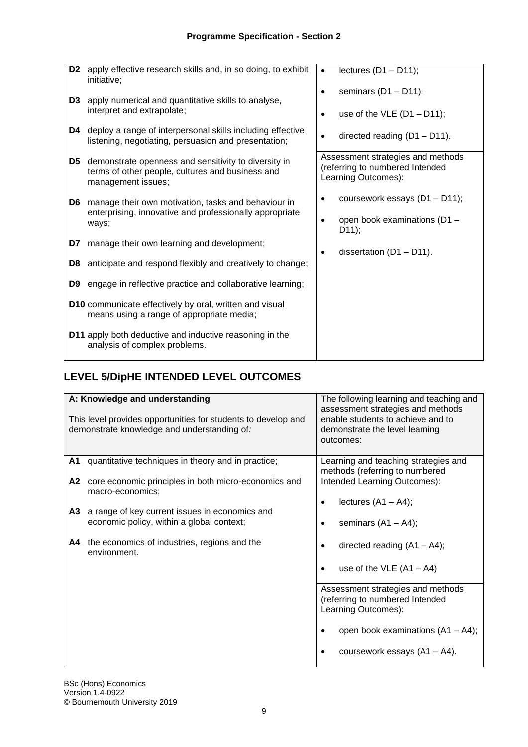| | |
|---|---|
| **D2** apply effective research skills and, in so doing, to exhibit initiative;<br><br>**D3** apply numerical and quantitative skills to analyse, interpret and extrapolate;<br><br>**D4** deploy a range of interpersonal skills including effective listening, negotiating, persuasion and presentation;<br><br>**D5** demonstrate openness and sensitivity to diversity in terms of other people, cultures and business and management issues;<br><br>**D6** manage their own motivation, tasks and behaviour in enterprising, innovative and professionally appropriate ways;<br><br>**D7** manage their own learning and development;<br><br>**D8** anticipate and respond flexibly and creatively to change;<br><br>**D9** engage in reflective practice and collaborative learning;<br><br>**D10** communicate effectively by oral, written and visual means using a range of appropriate media;<br><br>**D11** apply both deductive and inductive reasoning in the analysis of complex problems. | • lectures (D1 – D11);<br>• seminars (D1 – D11);<br>• use of the VLE (D1 – D11);<br>• directed reading (D1 – D11).<br><br>Assessment strategies and methods (referring to numbered Intended Learning Outcomes):<br><br>• coursework essays (D1 – D11);<br>• open book examinations (D1 – D11);<br>• dissertation (D1 – D11). |

## LEVEL 5/DipHE INTENDED LEVEL OUTCOMES

| **A: Knowledge and understanding**<br><br>This level provides opportunities for students to develop and demonstrate knowledge and understanding of: | The following learning and teaching and assessment strategies and methods enable students to achieve and to demonstrate the level learning outcomes: |
|---|---|
| **A1** quantitative techniques in theory and in practice;<br><br>**A2** core economic principles in both micro-economics and macro-economics;<br><br>**A3** a range of key current issues in economics and economic policy, within a global context;<br><br>**A4** the economics of industries, regions and the environment. | Learning and teaching strategies and methods (referring to numbered Intended Learning Outcomes):<br><br>• lectures (A1 – A4);<br>• seminars (A1 – A4);<br>• directed reading (A1 – A4);<br>• use of the VLE (A1 – A4)<br><br>Assessment strategies and methods (referring to numbered Intended Learning Outcomes):<br><br>• open book examinations (A1 – A4);<br>• coursework essays (A1 – A4). |

BSc (Hons) Economics
Version 1.4-0922
© Bournemouth University 2019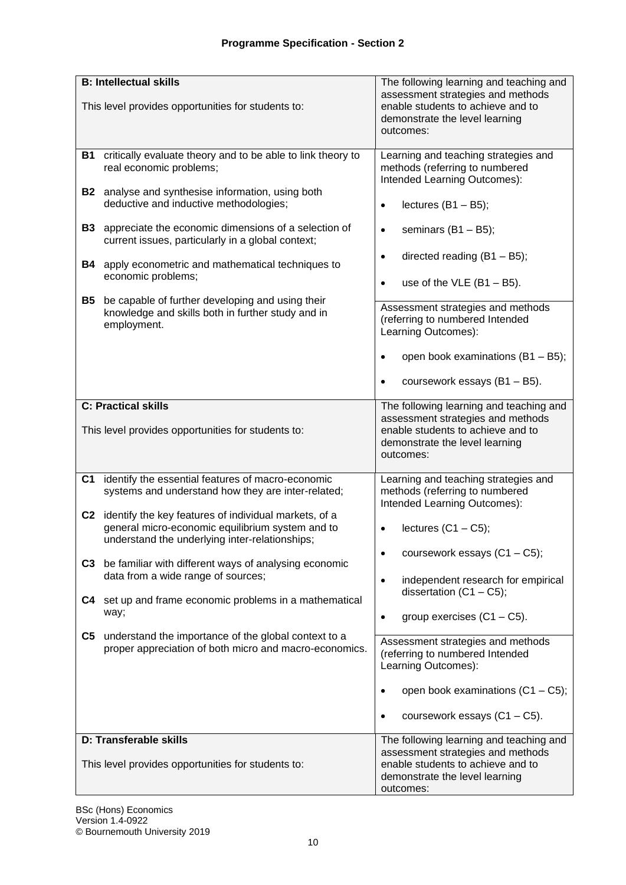## Programme Specification - Section 2

| **B: Intellectual skills**<br><br>This level provides opportunities for students to: | The following learning and teaching and assessment strategies and methods enable students to achieve and to demonstrate the level learning outcomes: |
|---|---|
| **B1** critically evaluate theory and to be able to link theory to real economic problems;<br><br>**B2** analyse and synthesise information, using both deductive and inductive methodologies;<br><br>**B3** appreciate the economic dimensions of a selection of current issues, particularly in a global context;<br><br>**B4** apply econometric and mathematical techniques to economic problems;<br><br>**B5** be capable of further developing and using their knowledge and skills both in further study and in employment. | Learning and teaching strategies and methods (referring to numbered Intended Learning Outcomes):<br><br>• lectures (B1 – B5);<br>• seminars (B1 – B5);<br>• directed reading (B1 – B5);<br>• use of the VLE (B1 – B5).<br><br>Assessment strategies and methods (referring to numbered Intended Learning Outcomes):<br><br>• open book examinations (B1 – B5);<br>• coursework essays (B1 – B5). |
| **C: Practical skills**<br><br>This level provides opportunities for students to: | The following learning and teaching and assessment strategies and methods enable students to achieve and to demonstrate the level learning outcomes: |
| **C1** identify the essential features of macro-economic systems and understand how they are inter-related;<br><br>**C2** identify the key features of individual markets, of a general micro-economic equilibrium system and to understand the underlying inter-relationships;<br><br>**C3** be familiar with different ways of analysing economic data from a wide range of sources;<br><br>**C4** set up and frame economic problems in a mathematical way;<br><br>**C5** understand the importance of the global context to a proper appreciation of both micro and macro-economics. | Learning and teaching strategies and methods (referring to numbered Intended Learning Outcomes):<br><br>• lectures (C1 – C5);<br>• coursework essays (C1 – C5);<br>• independent research for empirical dissertation (C1 – C5);<br>• group exercises (C1 – C5).<br><br>Assessment strategies and methods (referring to numbered Intended Learning Outcomes):<br><br>• open book examinations (C1 – C5);<br>• coursework essays (C1 – C5). |
| **D: Transferable skills**<br><br>This level provides opportunities for students to: | The following learning and teaching and assessment strategies and methods enable students to achieve and to demonstrate the level learning outcomes: |

BSc (Hons) Economics
Version 1.4-0922
© Bournemouth University 2019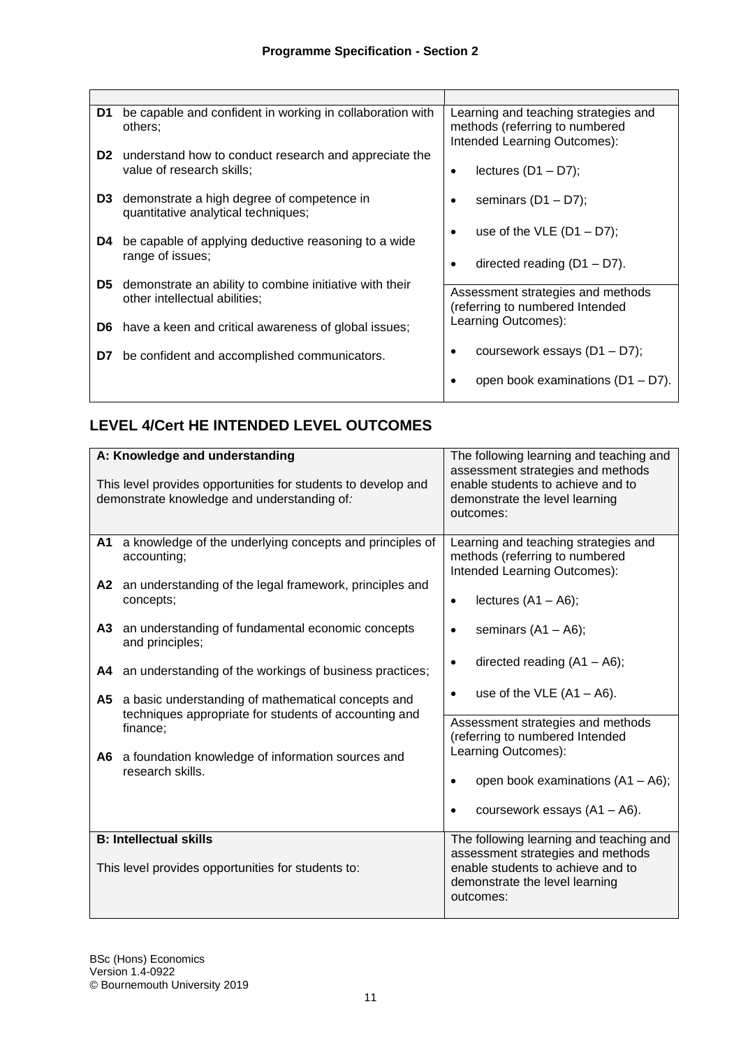## Programme Specification - Section 2

| | |
|---|---|
| **D1** be capable and confident in working in collaboration with others;<br><br>**D2** understand how to conduct research and appreciate the value of research skills;<br><br>**D3** demonstrate a high degree of competence in quantitative analytical techniques;<br><br>**D4** be capable of applying deductive reasoning to a wide range of issues;<br><br>**D5** demonstrate an ability to combine initiative with their other intellectual abilities;<br><br>**D6** have a keen and critical awareness of global issues;<br><br>**D7** be confident and accomplished communicators. | Learning and teaching strategies and methods (referring to numbered Intended Learning Outcomes):<br><br>• lectures (D1 – D7);<br>• seminars (D1 – D7);<br>• use of the VLE (D1 – D7);<br>• directed reading (D1 – D7).<br><br>Assessment strategies and methods (referring to numbered Intended Learning Outcomes):<br><br>• coursework essays (D1 – D7);<br>• open book examinations (D1 – D7). |

## LEVEL 4/Cert HE INTENDED LEVEL OUTCOMES

| **A: Knowledge and understanding**<br><br>This level provides opportunities for students to develop and demonstrate knowledge and understanding of: | The following learning and teaching and assessment strategies and methods enable students to achieve and to demonstrate the level learning outcomes: |
|---|---|
| **A1** a knowledge of the underlying concepts and principles of accounting;<br><br>**A2** an understanding of the legal framework, principles and concepts;<br><br>**A3** an understanding of fundamental economic concepts and principles;<br><br>**A4** an understanding of the workings of business practices;<br><br>**A5** a basic understanding of mathematical concepts and techniques appropriate for students of accounting and finance;<br><br>**A6** a foundation knowledge of information sources and research skills. | Learning and teaching strategies and methods (referring to numbered Intended Learning Outcomes):<br><br>• lectures (A1 – A6);<br>• seminars (A1 – A6);<br>• directed reading (A1 – A6);<br>• use of the VLE (A1 – A6).<br><br>Assessment strategies and methods (referring to numbered Intended Learning Outcomes):<br><br>• open book examinations (A1 – A6);<br>• coursework essays (A1 – A6). |
| **B: Intellectual skills**<br><br>This level provides opportunities for students to: | The following learning and teaching and assessment strategies and methods enable students to achieve and to demonstrate the level learning outcomes: |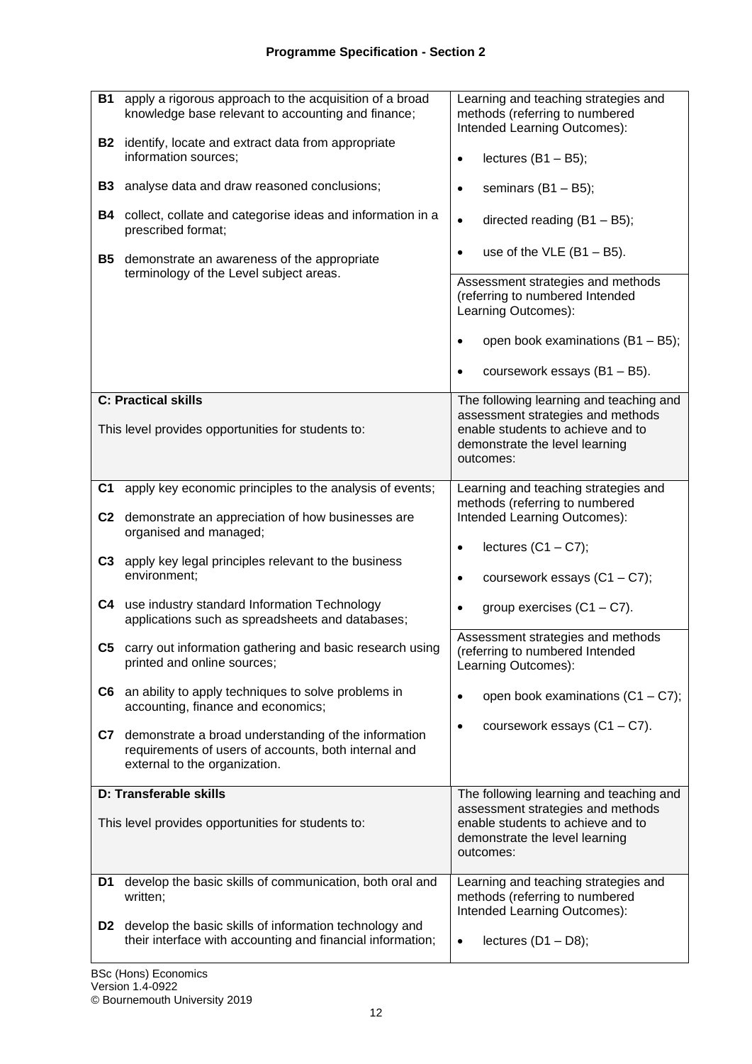**Programme Specification - Section 2**

| | |
|---|---|
| **B1** apply a rigorous approach to the acquisition of a broad knowledge base relevant to accounting and finance;<br><br>**B2** identify, locate and extract data from appropriate information sources;<br><br>**B3** analyse data and draw reasoned conclusions;<br><br>**B4** collect, collate and categorise ideas and information in a prescribed format;<br><br>**B5** demonstrate an awareness of the appropriate terminology of the Level subject areas. | Learning and teaching strategies and methods (referring to numbered Intended Learning Outcomes):<br><br>• lectures (B1 – B5);<br>• seminars (B1 – B5);<br>• directed reading (B1 – B5);<br>• use of the VLE (B1 – B5).<br><br>Assessment strategies and methods (referring to numbered Intended Learning Outcomes):<br><br>• open book examinations (B1 – B5);<br>• coursework essays (B1 – B5). |
| **C: Practical skills**<br><br>This level provides opportunities for students to: | The following learning and teaching and assessment strategies and methods enable students to achieve and to demonstrate the level learning outcomes: |
| **C1** apply key economic principles to the analysis of events;<br><br>**C2** demonstrate an appreciation of how businesses are organised and managed;<br><br>**C3** apply key legal principles relevant to the business environment;<br><br>**C4** use industry standard Information Technology applications such as spreadsheets and databases;<br><br>**C5** carry out information gathering and basic research using printed and online sources;<br><br>**C6** an ability to apply techniques to solve problems in accounting, finance and economics;<br><br>**C7** demonstrate a broad understanding of the information requirements of users of accounts, both internal and external to the organization. | Learning and teaching strategies and methods (referring to numbered Intended Learning Outcomes):<br><br>• lectures (C1 – C7);<br>• coursework essays (C1 – C7);<br>• group exercises (C1 – C7).<br><br>Assessment strategies and methods (referring to numbered Intended Learning Outcomes):<br><br>• open book examinations (C1 – C7);<br>• coursework essays (C1 – C7). |
| **D: Transferable skills**<br><br>This level provides opportunities for students to: | The following learning and teaching and assessment strategies and methods enable students to achieve and to demonstrate the level learning outcomes: |
| **D1** develop the basic skills of communication, both oral and written;<br><br>**D2** develop the basic skills of information technology and their interface with accounting and financial information; | Learning and teaching strategies and methods (referring to numbered Intended Learning Outcomes):<br><br>• lectures (D1 – D8); |

BSc (Hons) Economics
Version 1.4-0922
© Bournemouth University 2019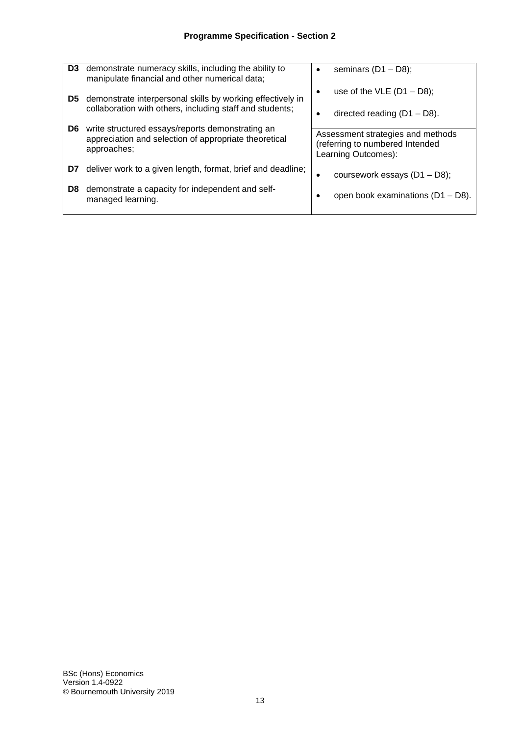## Programme Specification - Section 2

| | |
|---|---|
| **D3** demonstrate numeracy skills, including the ability to manipulate financial and other numerical data;<br><br>**D5** demonstrate interpersonal skills by working effectively in collaboration with others, including staff and students;<br><br>**D6** write structured essays/reports demonstrating an appreciation and selection of appropriate theoretical approaches;<br><br>**D7** deliver work to a given length, format, brief and deadline;<br><br>**D8** demonstrate a capacity for independent and self-managed learning. | • seminars (D1 – D8);<br>• use of the VLE (D1 – D8);<br>• directed reading (D1 – D8).<br><br>Assessment strategies and methods (referring to numbered Intended Learning Outcomes):<br><br>• coursework essays (D1 – D8);<br>• open book examinations (D1 – D8). |

BSc (Hons) Economics
Version 1.4-0922
© Bournemouth University 2019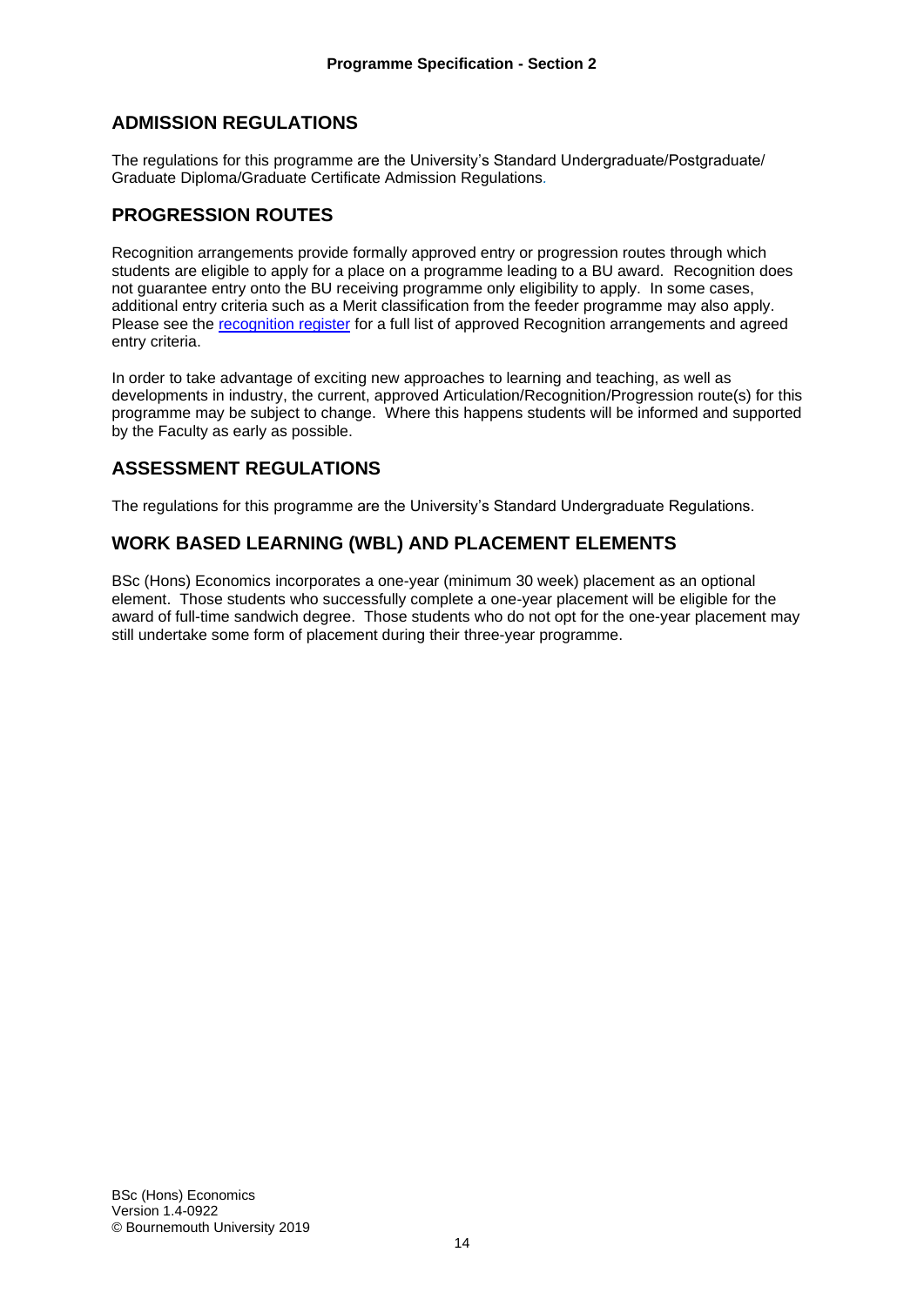## ADMISSION REGULATIONS

The regulations for this programme are the University's Standard Undergraduate/Postgraduate/ Graduate Diploma/Graduate Certificate Admission Regulations.

## PROGRESSION ROUTES

Recognition arrangements provide formally approved entry or progression routes through which students are eligible to apply for a place on a programme leading to a BU award. Recognition does not guarantee entry onto the BU receiving programme only eligibility to apply. In some cases, additional entry criteria such as a Merit classification from the feeder programme may also apply. Please see the recognition register for a full list of approved Recognition arrangements and agreed entry criteria.

In order to take advantage of exciting new approaches to learning and teaching, as well as developments in industry, the current, approved Articulation/Recognition/Progression route(s) for this programme may be subject to change. Where this happens students will be informed and supported by the Faculty as early as possible.

## ASSESSMENT REGULATIONS

The regulations for this programme are the University's Standard Undergraduate Regulations.

## WORK BASED LEARNING (WBL) AND PLACEMENT ELEMENTS

BSc (Hons) Economics incorporates a one-year (minimum 30 week) placement as an optional element. Those students who successfully complete a one-year placement will be eligible for the award of full-time sandwich degree. Those students who do not opt for the one-year placement may still undertake some form of placement during their three-year programme.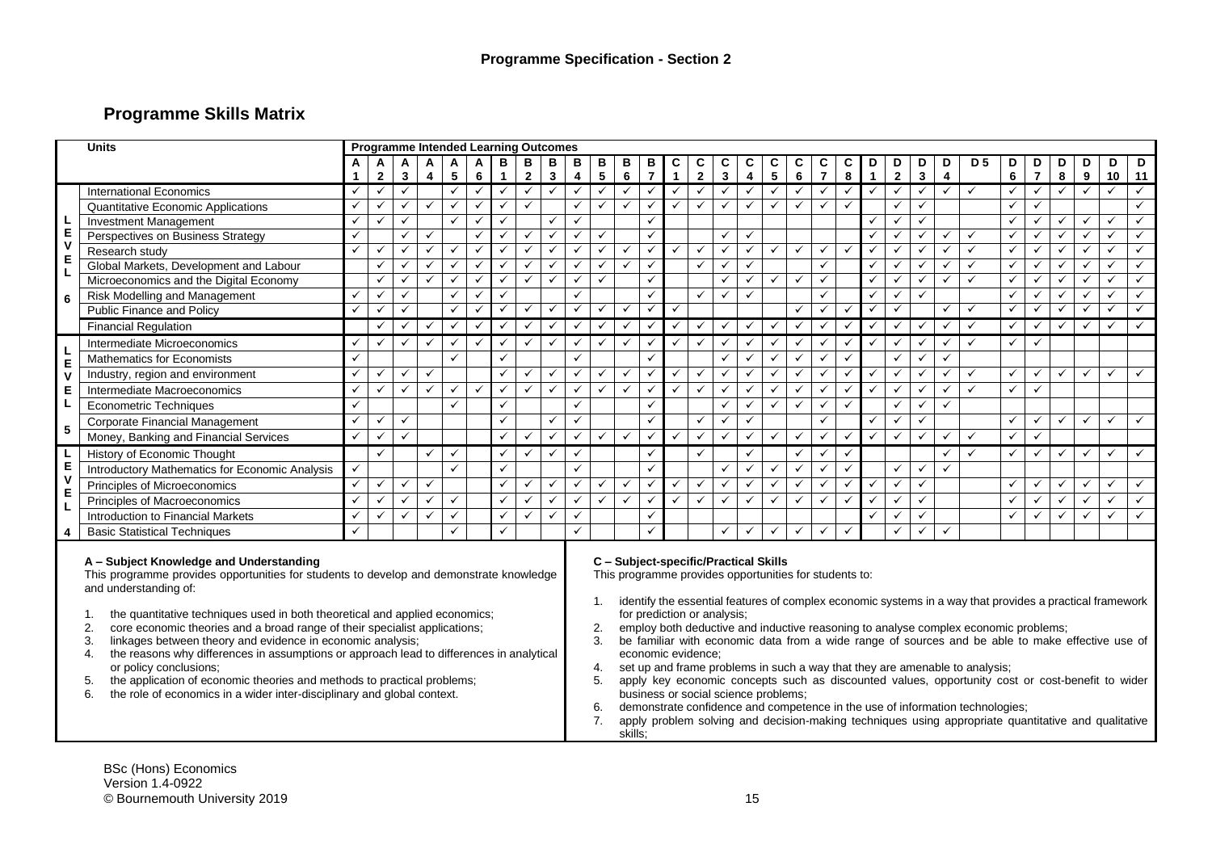## Programme Skills Matrix

| Level | Units | A1 | A2 | A3 | A4 | A5 | A6 | B1 | B2 | B3 | B4 | B5 | B6 | B7 | C1 | C2 | C3 | C4 | C5 | C6 | C7 | C8 | D1 | D2 | D3 | D4 | D5 | D6 | D7 | D8 | D9 | D10 | D11 |
|---|---|---|---|---|---|---|---|---|---|---|---|---|---|---|---|---|---|---|---|---|---|---|---|---|---|---|---|---|---|---|---|---|---|
| LEVEL 6 | International Economics | ✓ | ✓ | ✓ | | ✓ | ✓ | ✓ | ✓ | ✓ | ✓ | ✓ | ✓ | ✓ | ✓ | ✓ | ✓ | ✓ | ✓ | ✓ | ✓ | ✓ | ✓ | ✓ | ✓ | ✓ | ✓ | ✓ | ✓ | ✓ | ✓ | ✓ | ✓ |
| | Quantitative Economic Applications | ✓ | ✓ | ✓ | ✓ | ✓ | ✓ | ✓ | ✓ | | ✓ | ✓ | ✓ | ✓ | ✓ | ✓ | ✓ | ✓ | ✓ | ✓ | ✓ | ✓ | | ✓ | ✓ | | | ✓ | ✓ | | | | ✓ |
| | Investment Management | ✓ | ✓ | ✓ | | ✓ | ✓ | ✓ | | ✓ | ✓ | | | ✓ | | | | | | | | | ✓ | ✓ | ✓ | | | ✓ | ✓ | ✓ | ✓ | ✓ | ✓ |
| | Perspectives on Business Strategy | ✓ | | ✓ | ✓ | | ✓ | ✓ | ✓ | ✓ | ✓ | ✓ | | ✓ | | | ✓ | ✓ | | | | | ✓ | ✓ | ✓ | ✓ | ✓ | ✓ | ✓ | ✓ | ✓ | ✓ | ✓ |
| | Research study | ✓ | ✓ | ✓ | ✓ | ✓ | ✓ | ✓ | ✓ | ✓ | ✓ | ✓ | ✓ | ✓ | ✓ | ✓ | ✓ | ✓ | ✓ | ✓ | ✓ | ✓ | ✓ | ✓ | ✓ | ✓ | ✓ | ✓ | ✓ | ✓ | ✓ | ✓ | ✓ |
| | Global Markets, Development and Labour | | ✓ | ✓ | ✓ | ✓ | ✓ | ✓ | ✓ | ✓ | ✓ | ✓ | ✓ | ✓ | | ✓ | ✓ | ✓ | | | ✓ | | ✓ | ✓ | ✓ | ✓ | ✓ | ✓ | ✓ | ✓ | ✓ | ✓ | ✓ |
| | Microeconomics and the Digital Economy | | ✓ | ✓ | ✓ | ✓ | ✓ | ✓ | ✓ | ✓ | ✓ | ✓ | | ✓ | | | ✓ | ✓ | ✓ | ✓ | ✓ | | ✓ | ✓ | ✓ | ✓ | ✓ | ✓ | ✓ | ✓ | ✓ | ✓ | ✓ |
| | Risk Modelling and Management | ✓ | ✓ | ✓ | | ✓ | ✓ | ✓ | | | ✓ | | | ✓ | | ✓ | ✓ | ✓ | | | ✓ | | ✓ | ✓ | ✓ | | | ✓ | ✓ | ✓ | ✓ | ✓ | ✓ |
| | Public Finance and Policy | ✓ | ✓ | ✓ | | ✓ | ✓ | ✓ | ✓ | ✓ | ✓ | ✓ | ✓ | ✓ | ✓ | | | | | ✓ | ✓ | ✓ | ✓ | ✓ | | ✓ | ✓ | ✓ | ✓ | ✓ | ✓ | ✓ | ✓ |
| | Financial Regulation | | ✓ | ✓ | ✓ | ✓ | ✓ | ✓ | ✓ | ✓ | ✓ | ✓ | ✓ | ✓ | ✓ | ✓ | ✓ | ✓ | ✓ | ✓ | ✓ | ✓ | ✓ | ✓ | ✓ | ✓ | ✓ | ✓ | ✓ | ✓ | ✓ | ✓ | ✓ |
| LEVEL 5 | Intermediate Microeconomics | ✓ | ✓ | ✓ | ✓ | ✓ | ✓ | ✓ | ✓ | ✓ | ✓ | ✓ | ✓ | ✓ | ✓ | ✓ | ✓ | ✓ | ✓ | ✓ | ✓ | ✓ | ✓ | ✓ | ✓ | ✓ | ✓ | ✓ | ✓ | | | | |
| | Mathematics for Economists | ✓ | | | | ✓ | | ✓ | | | ✓ | | | ✓ | | | ✓ | ✓ | ✓ | ✓ | ✓ | ✓ | | ✓ | ✓ | ✓ | | | | | | | |
| | Industry, region and environment | ✓ | ✓ | ✓ | ✓ | | | ✓ | ✓ | ✓ | ✓ | ✓ | ✓ | ✓ | ✓ | ✓ | ✓ | ✓ | ✓ | ✓ | ✓ | ✓ | ✓ | ✓ | ✓ | ✓ | ✓ | ✓ | ✓ | ✓ | ✓ | ✓ | ✓ |
| | Intermediate Macroeconomics | ✓ | ✓ | ✓ | ✓ | ✓ | ✓ | ✓ | ✓ | ✓ | ✓ | ✓ | ✓ | ✓ | ✓ | ✓ | ✓ | ✓ | ✓ | ✓ | ✓ | ✓ | ✓ | ✓ | ✓ | ✓ | ✓ | ✓ | ✓ | | | | |
| | Econometric Techniques | ✓ | | | | ✓ | | ✓ | | | ✓ | | | ✓ | | | ✓ | ✓ | ✓ | ✓ | ✓ | ✓ | | ✓ | ✓ | ✓ | | | | | | | |
| | Corporate Financial Management | ✓ | ✓ | ✓ | | | | ✓ | | ✓ | ✓ | | | ✓ | | ✓ | ✓ | ✓ | | | ✓ | | ✓ | ✓ | ✓ | | | ✓ | ✓ | ✓ | ✓ | ✓ | ✓ |
| | Money, Banking and Financial Services | ✓ | ✓ | ✓ | | | | ✓ | ✓ | ✓ | ✓ | ✓ | ✓ | ✓ | ✓ | ✓ | ✓ | ✓ | ✓ | ✓ | ✓ | ✓ | ✓ | ✓ | ✓ | ✓ | ✓ | ✓ | ✓ | | | | |
| LEVEL 4 | History of Economic Thought | | ✓ | | ✓ | ✓ | | ✓ | ✓ | ✓ | ✓ | | | ✓ | | ✓ | | ✓ | | ✓ | ✓ | ✓ | | | | ✓ | ✓ | ✓ | ✓ | ✓ | ✓ | ✓ | ✓ |
| | Introductory Mathematics for Economic Analysis | ✓ | | | | ✓ | | ✓ | | | ✓ | | | ✓ | | | ✓ | ✓ | ✓ | ✓ | ✓ | ✓ | | ✓ | ✓ | ✓ | | | | | | | |
| | Principles of Microeconomics | ✓ | ✓ | ✓ | ✓ | | | ✓ | ✓ | ✓ | ✓ | ✓ | ✓ | ✓ | ✓ | ✓ | ✓ | ✓ | ✓ | ✓ | ✓ | ✓ | ✓ | ✓ | ✓ | | | ✓ | ✓ | ✓ | ✓ | ✓ | ✓ |
| | Principles of Macroeconomics | ✓ | ✓ | ✓ | ✓ | ✓ | | ✓ | ✓ | ✓ | ✓ | ✓ | ✓ | ✓ | ✓ | ✓ | ✓ | ✓ | ✓ | ✓ | ✓ | ✓ | ✓ | ✓ | ✓ | | | ✓ | ✓ | ✓ | ✓ | ✓ | ✓ |
| | Introduction to Financial Markets | ✓ | ✓ | ✓ | ✓ | ✓ | | ✓ | ✓ | ✓ | ✓ | | | ✓ | | | | | | | | | ✓ | ✓ | ✓ | | | ✓ | ✓ | ✓ | ✓ | ✓ | ✓ |
| | Basic Statistical Techniques | ✓ | | | | ✓ | | ✓ | | | ✓ | | | ✓ | | | ✓ | ✓ | ✓ | ✓ | ✓ | ✓ | | ✓ | ✓ | ✓ | | | | | | | |

Column headings refer to Programme Intended Learning Outcomes.

**A – Subject Knowledge and Understanding**

This programme provides opportunities for students to develop and demonstrate knowledge and understanding of:

1. the quantitative techniques used in both theoretical and applied economics;
2. core economic theories and a broad range of their specialist applications;
3. linkages between theory and evidence in economic analysis;
4. the reasons why differences in assumptions or approach lead to differences in analytical or policy conclusions;
5. the application of economic theories and methods to practical problems;
6. the role of economics in a wider inter-disciplinary and global context.

**C – Subject-specific/Practical Skills**

This programme provides opportunities for students to:

1. identify the essential features of complex economic systems in a way that provides a practical framework for prediction or analysis;
2. employ both deductive and inductive reasoning to analyse complex economic problems;
3. be familiar with economic data from a wide range of sources and be able to make effective use of economic evidence;
4. set up and frame problems in such a way that they are amenable to analysis;
5. apply key economic concepts such as discounted values, opportunity cost or cost-benefit to wider business or social science problems;
6. demonstrate confidence and competence in the use of information technologies;
7. apply problem solving and decision-making techniques using appropriate quantitative and qualitative skills;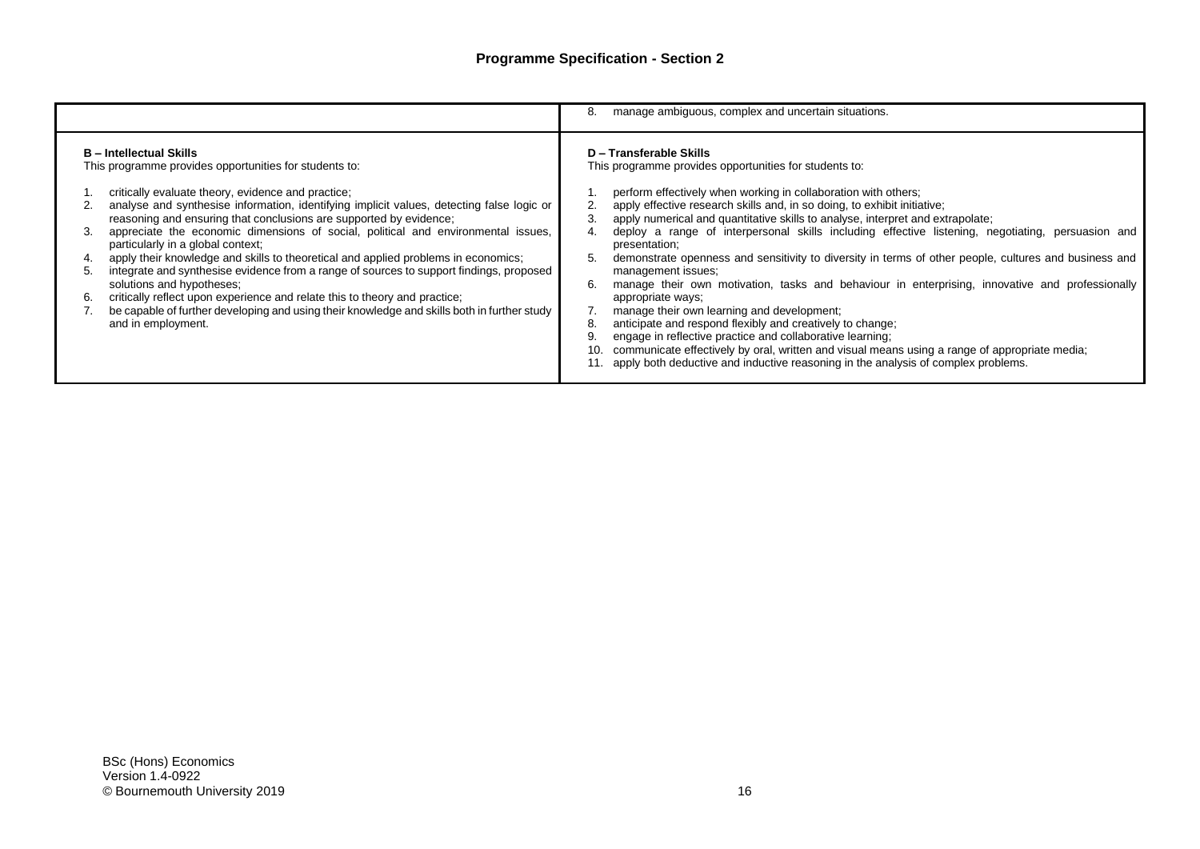## Programme Specification - Section 2

| | |
|---|---|
| | 8. manage ambiguous, complex and uncertain situations. |
| **B – Intellectual Skills**<br>This programme provides opportunities for students to:<br><br>1. critically evaluate theory, evidence and practice;<br>2. analyse and synthesise information, identifying implicit values, detecting false logic or reasoning and ensuring that conclusions are supported by evidence;<br>3. appreciate the economic dimensions of social, political and environmental issues, particularly in a global context;<br>4. apply their knowledge and skills to theoretical and applied problems in economics;<br>5. integrate and synthesise evidence from a range of sources to support findings, proposed solutions and hypotheses;<br>6. critically reflect upon experience and relate this to theory and practice;<br>7. be capable of further developing and using their knowledge and skills both in further study and in employment. | **D – Transferable Skills**<br>This programme provides opportunities for students to:<br><br>1. perform effectively when working in collaboration with others;<br>2. apply effective research skills and, in so doing, to exhibit initiative;<br>3. apply numerical and quantitative skills to analyse, interpret and extrapolate;<br>4. deploy a range of interpersonal skills including effective listening, negotiating, persuasion and presentation;<br>5. demonstrate openness and sensitivity to diversity in terms of other people, cultures and business and management issues;<br>6. manage their own motivation, tasks and behaviour in enterprising, innovative and professionally appropriate ways;<br>7. manage their own learning and development;<br>8. anticipate and respond flexibly and creatively to change;<br>9. engage in reflective practice and collaborative learning;<br>10. communicate effectively by oral, written and visual means using a range of appropriate media;<br>11. apply both deductive and inductive reasoning in the analysis of complex problems. |

BSc (Hons) Economics
Version 1.4-0922
© Bournemouth University 2019